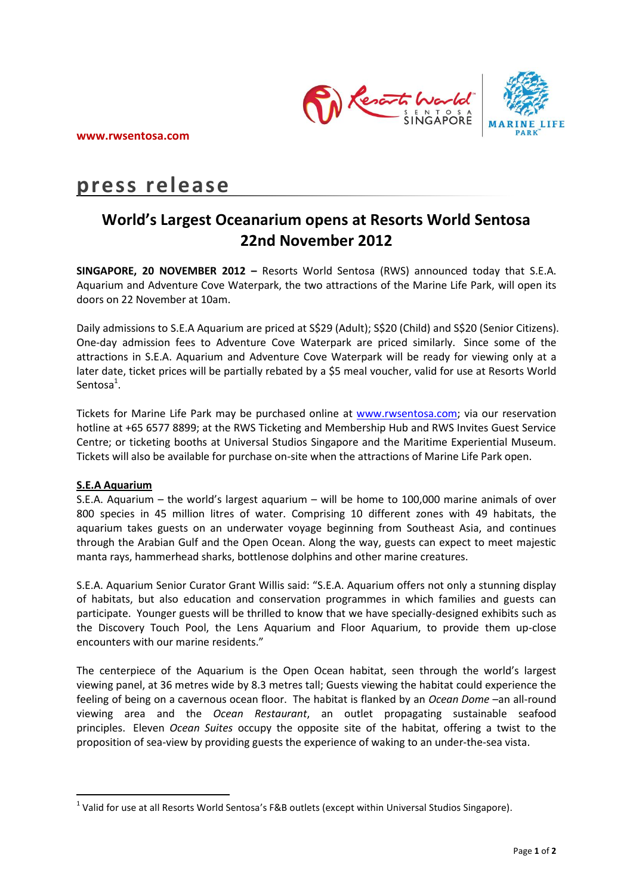www.rwsentosa.com

# press release

## World's Largest Oceanarium opens at Resorts World Sentosa 22nd November 2012

**SINGAPORE, 20 NOVEMBER 2012 –** Resorts World Sentosa (RWS) announced today that S.E.A. Aquarium and Adventure Cove Waterpark, the two attractions of the Marine Life Park, will open its doors on 22 November at 10am.

Daily admissions to S.E.A Aquarium are priced at S$29 (Adult); S$20 (Child) and S$20 (Senior Citizens). One-day admission fees to Adventure Cove Waterpark are priced similarly. Since some of the attractions in S.E.A. Aquarium and Adventure Cove Waterpark will be ready for viewing only at a later date, ticket prices will be partially rebated by a $5 meal voucher, valid for use at Resorts World Sentosa[1].

Tickets for Marine Life Park may be purchased online at www.rwsentosa.com; via our reservation hotline at +65 6577 8899; at the RWS Ticketing and Membership Hub and RWS Invites Guest Service Centre; or ticketing booths at Universal Studios Singapore and the Maritime Experiential Museum. Tickets will also be available for purchase on-site when the attractions of Marine Life Park open.

**S.E.A Aquarium**

S.E.A. Aquarium – the world's largest aquarium – will be home to 100,000 marine animals of over 800 species in 45 million litres of water. Comprising 10 different zones with 49 habitats, the aquarium takes guests on an underwater voyage beginning from Southeast Asia, and continues through the Arabian Gulf and the Open Ocean. Along the way, guests can expect to meet majestic manta rays, hammerhead sharks, bottlenose dolphins and other marine creatures.

S.E.A. Aquarium Senior Curator Grant Willis said: "S.E.A. Aquarium offers not only a stunning display of habitats, but also education and conservation programmes in which families and guests can participate. Younger guests will be thrilled to know that we have specially-designed exhibits such as the Discovery Touch Pool, the Lens Aquarium and Floor Aquarium, to provide them up-close encounters with our marine residents."

The centerpiece of the Aquarium is the Open Ocean habitat, seen through the world's largest viewing panel, at 36 metres wide by 8.3 metres tall; Guests viewing the habitat could experience the feeling of being on a cavernous ocean floor. The habitat is flanked by an *Ocean Dome* –an all-round viewing area and the *Ocean Restaurant*, an outlet propagating sustainable seafood principles. Eleven *Ocean Suites* occupy the opposite site of the habitat, offering a twist to the proposition of sea-view by providing guests the experience of waking to an under-the-sea vista.

[1] Valid for use at all Resorts World Sentosa's F&B outlets (except within Universal Studios Singapore).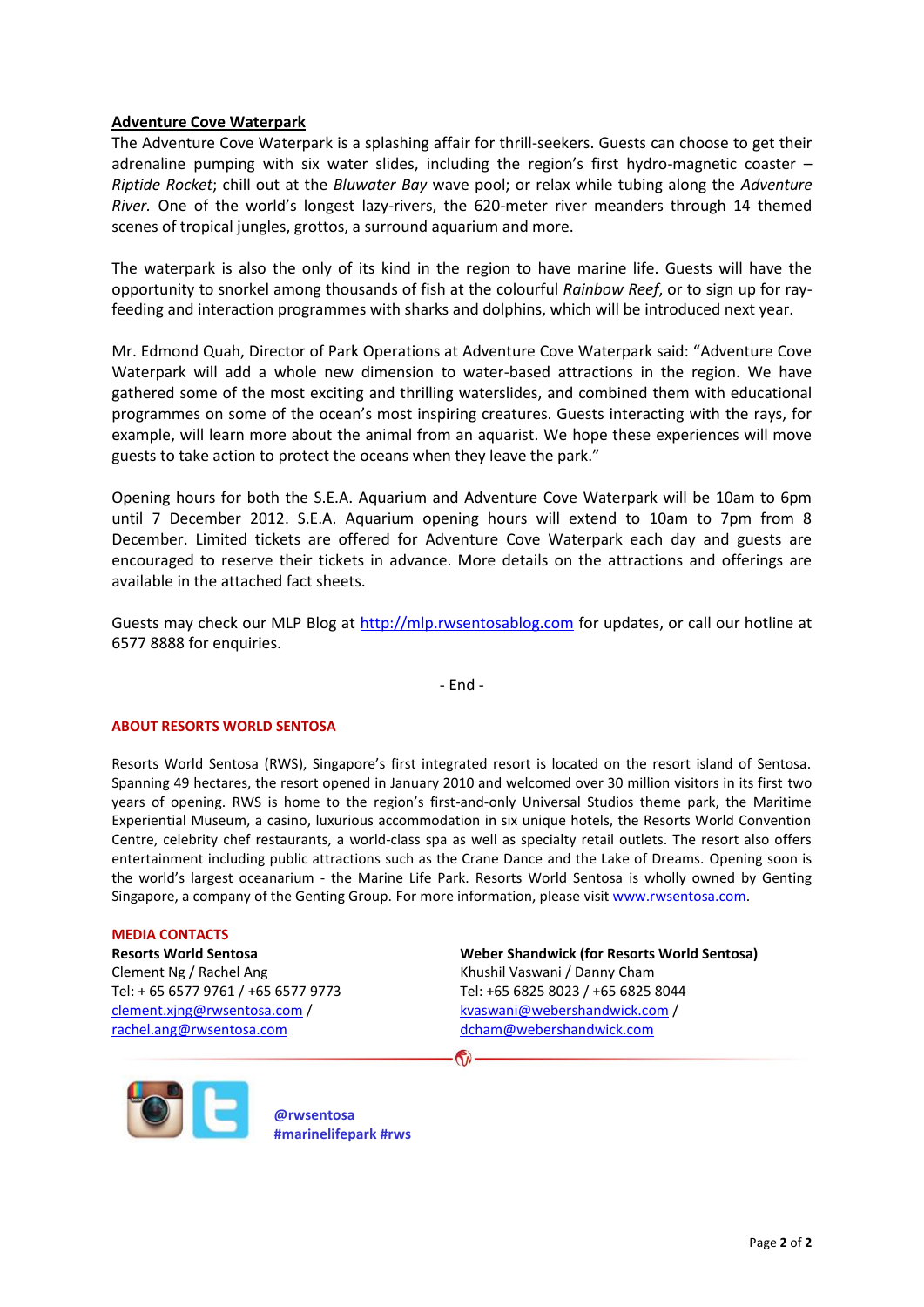**Adventure Cove Waterpark**

The Adventure Cove Waterpark is a splashing affair for thrill-seekers. Guests can choose to get their adrenaline pumping with six water slides, including the region's first hydro-magnetic coaster – *Riptide Rocket*; chill out at the *Bluwater Bay* wave pool; or relax while tubing along the *Adventure River.* One of the world's longest lazy-rivers, the 620-meter river meanders through 14 themed scenes of tropical jungles, grottos, a surround aquarium and more.

The waterpark is also the only of its kind in the region to have marine life. Guests will have the opportunity to snorkel among thousands of fish at the colourful *Rainbow Reef*, or to sign up for ray-feeding and interaction programmes with sharks and dolphins, which will be introduced next year.

Mr. Edmond Quah, Director of Park Operations at Adventure Cove Waterpark said: "Adventure Cove Waterpark will add a whole new dimension to water-based attractions in the region. We have gathered some of the most exciting and thrilling waterslides, and combined them with educational programmes on some of the ocean's most inspiring creatures. Guests interacting with the rays, for example, will learn more about the animal from an aquarist. We hope these experiences will move guests to take action to protect the oceans when they leave the park."

Opening hours for both the S.E.A. Aquarium and Adventure Cove Waterpark will be 10am to 6pm until 7 December 2012. S.E.A. Aquarium opening hours will extend to 10am to 7pm from 8 December. Limited tickets are offered for Adventure Cove Waterpark each day and guests are encouraged to reserve their tickets in advance. More details on the attractions and offerings are available in the attached fact sheets.

Guests may check our MLP Blog at http://mlp.rwsentosablog.com for updates, or call our hotline at 6577 8888 for enquiries.

- End -

**ABOUT RESORTS WORLD SENTOSA**

Resorts World Sentosa (RWS), Singapore's first integrated resort is located on the resort island of Sentosa. Spanning 49 hectares, the resort opened in January 2010 and welcomed over 30 million visitors in its first two years of opening. RWS is home to the region's first-and-only Universal Studios theme park, the Maritime Experiential Museum, a casino, luxurious accommodation in six unique hotels, the Resorts World Convention Centre, celebrity chef restaurants, a world-class spa as well as specialty retail outlets. The resort also offers entertainment including public attractions such as the Crane Dance and the Lake of Dreams. Opening soon is the world's largest oceanarium - the Marine Life Park. Resorts World Sentosa is wholly owned by Genting Singapore, a company of the Genting Group. For more information, please visit www.rwsentosa.com.

**MEDIA CONTACTS**

**Resorts World Sentosa**
Clement Ng / Rachel Ang
Tel: + 65 6577 9761 / +65 6577 9773
clement.xjng@rwsentosa.com / rachel.ang@rwsentosa.com

**Weber Shandwick (for Resorts World Sentosa)**
Khushil Vaswani / Danny Cham
Tel: +65 6825 8023 / +65 6825 8044
kvaswani@webershandwick.com / dcham@webershandwick.com

**@rwsentosa**
**#marinelifepark #rws**